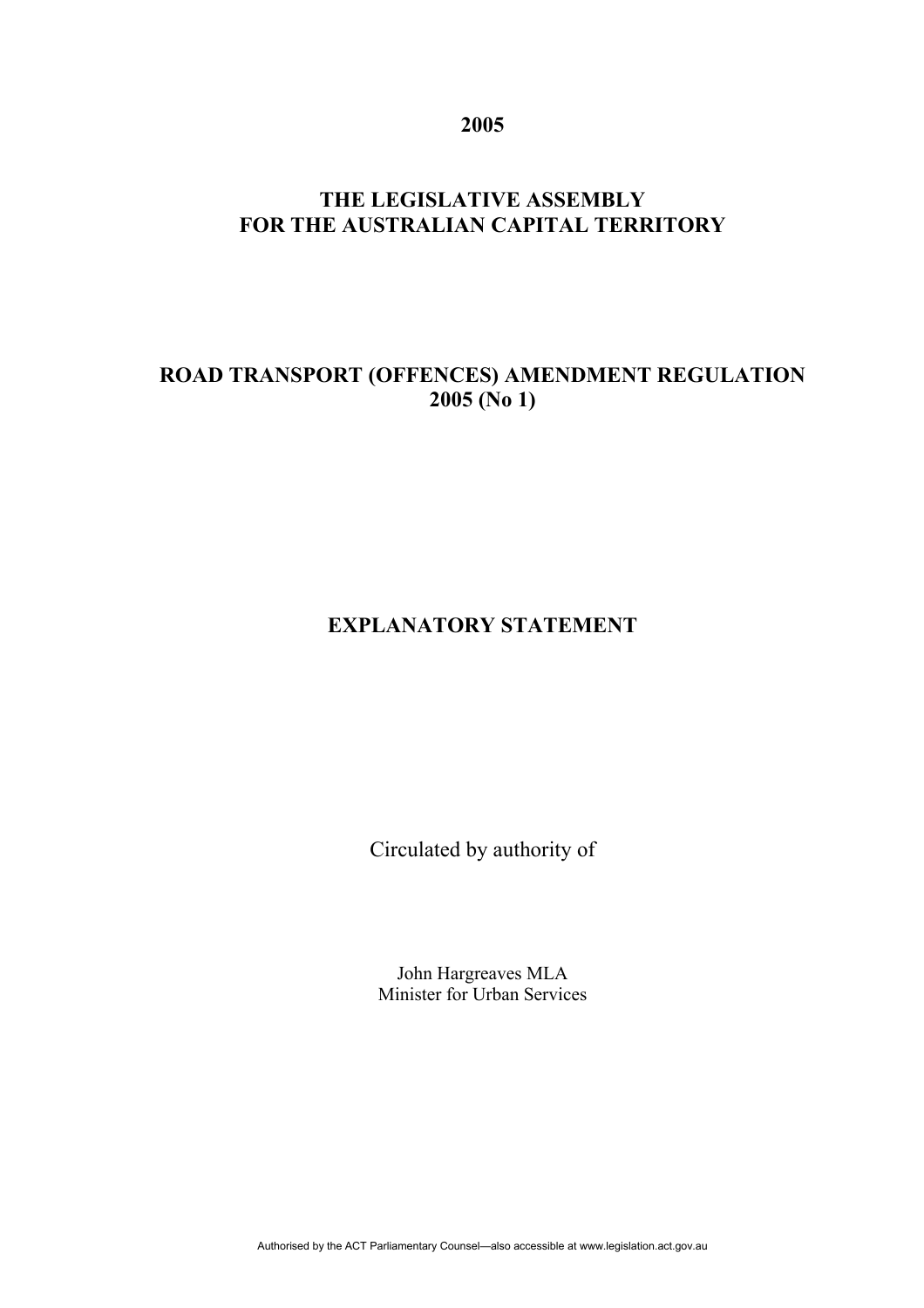**2005**

**THE LEGISLATIVE ASSEMBLY FOR THE AUSTRALIAN CAPITAL TERRITORY**

# ROAD TRANSPORT (OFFENCES) AMENDMENT REGULATION 2005 (No 1)

## EXPLANATORY STATEMENT

Circulated by authority of

John Hargreaves MLA
Minister for Urban Services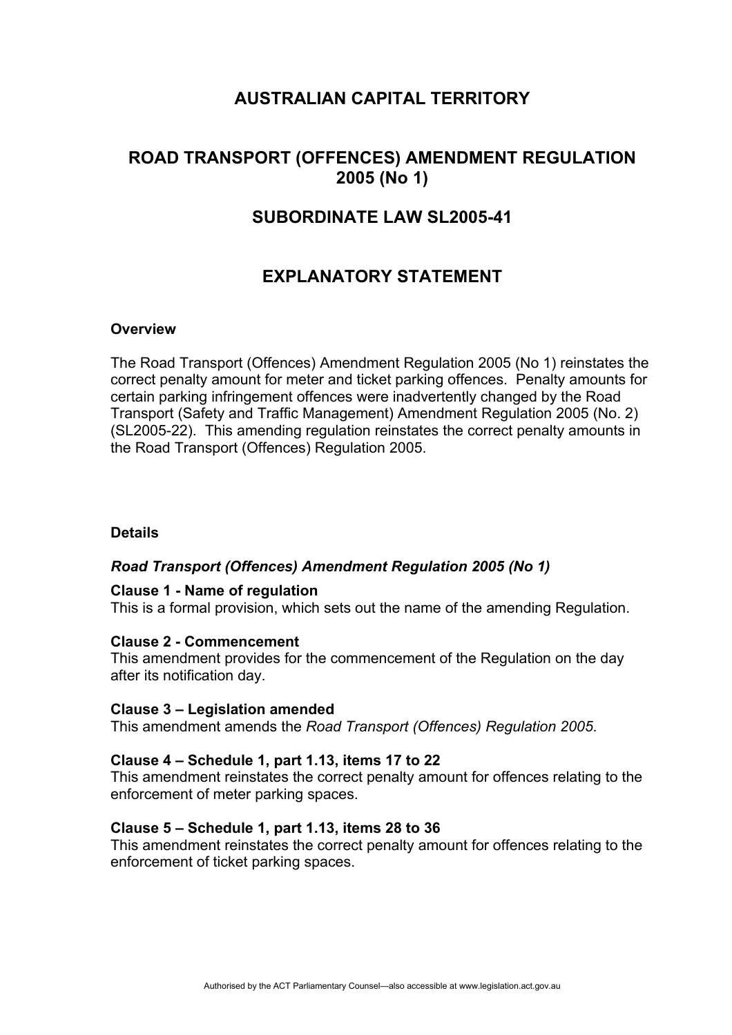# AUSTRALIAN CAPITAL TERRITORY

## ROAD TRANSPORT (OFFENCES) AMENDMENT REGULATION 2005 (No 1)

## SUBORDINATE LAW SL2005-41

## EXPLANATORY STATEMENT

**Overview**

The Road Transport (Offences) Amendment Regulation 2005 (No 1) reinstates the correct penalty amount for meter and ticket parking offences. Penalty amounts for certain parking infringement offences were inadvertently changed by the Road Transport (Safety and Traffic Management) Amendment Regulation 2005 (No. 2) (SL2005-22). This amending regulation reinstates the correct penalty amounts in the Road Transport (Offences) Regulation 2005.

**Details**

***Road Transport (Offences) Amendment Regulation 2005 (No 1)***

**Clause 1 - Name of regulation**
This is a formal provision, which sets out the name of the amending Regulation.

**Clause 2 - Commencement**
This amendment provides for the commencement of the Regulation on the day after its notification day.

**Clause 3 – Legislation amended**
This amendment amends the *Road Transport (Offences) Regulation 2005*.

**Clause 4 – Schedule 1, part 1.13, items 17 to 22**
This amendment reinstates the correct penalty amount for offences relating to the enforcement of meter parking spaces.

**Clause 5 – Schedule 1, part 1.13, items 28 to 36**
This amendment reinstates the correct penalty amount for offences relating to the enforcement of ticket parking spaces.